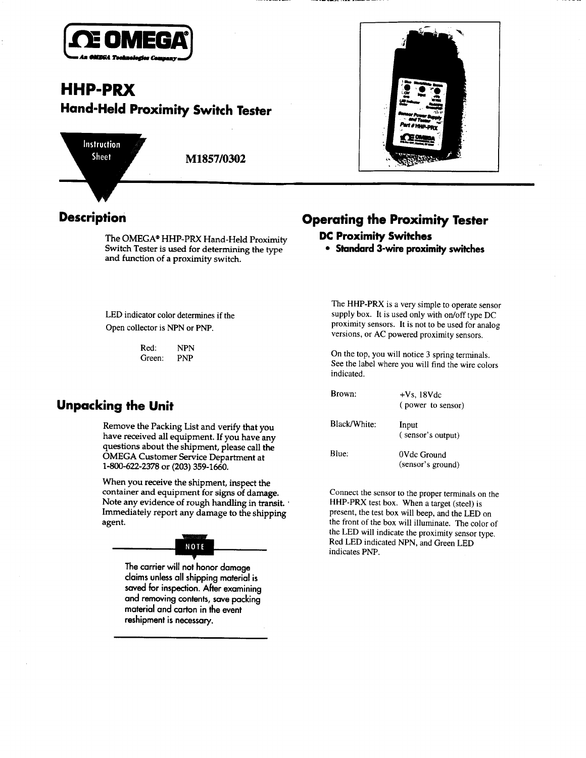# OMEGA

An OMEGA Technologies Company

# HHP-PRX

## Hand-Held Proximity Switch Tester

Instruction Sheet

M1857/0302

## Description

The OMEGA® HHP-PRX Hand-Held Proximity Switch Tester is used for determining the type and function of a proximity switch.

LED indicator color determines if the Open collector is NPN or PNP.

| | |
|---|---|
| Red: | NPN |
| Green: | PNP |

## Unpacking the Unit

Remove the Packing List and verify that you have received all equipment. If you have any questions about the shipment, please call the OMEGA Customer Service Department at 1-800-622-2378 or (203) 359-1660.

When you receive the shipment, inspect the container and equipment for signs of damage. Note any evidence of rough handling in transit. Immediately report any damage to the shipping agent.

**NOTE**

The carrier will not honor damage claims unless all shipping material is saved for inspection. After examining and removing contents, save packing material and carton in the event reshipment is necessary.

## Operating the Proximity Tester

### DC Proximity Switches

- **Standard 3-wire proximity switches**

The HHP-PRX is a very simple to operate sensor supply box. It is used only with on/off type DC proximity sensors. It is not to be used for analog versions, or AC powered proximity sensors.

On the top, you will notice 3 spring terminals. See the label where you will find the wire colors indicated.

| | |
|---|---|
| Brown: | +Vs, 18Vdc<br>( power to sensor) |
| Black/White: | Input<br>( sensor's output) |
| Blue: | 0Vdc Ground<br>(sensor's ground) |

Connect the sensor to the proper terminals on the HHP-PRX test box. When a target (steel) is present, the test box will beep, and the LED on the front of the box will illuminate. The color of the LED will indicate the proximity sensor type. Red LED indicated NPN, and Green LED indicates PNP.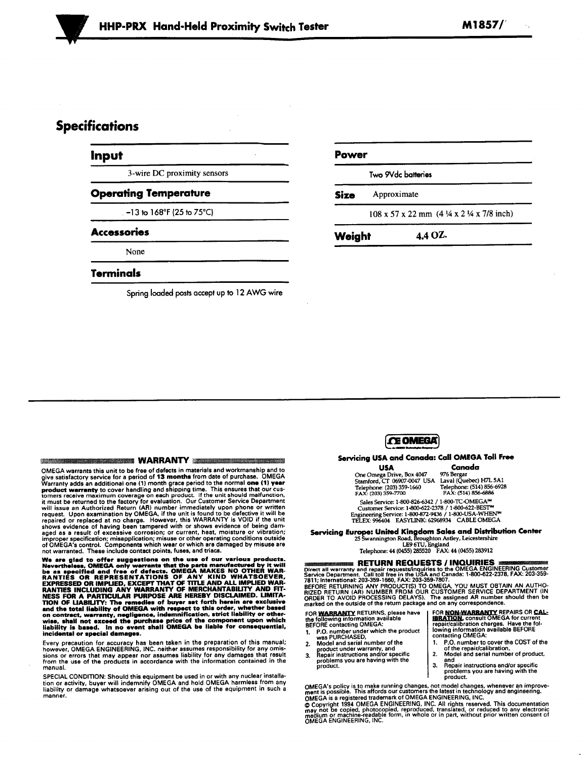## Specifications

### Input

3-wire DC proximity sensors

### Operating Temperature

-13 to 168°F (25 to 75°C)

### Accessories

None

### Terminals

Spring loaded posts accept up to 12 AWG wire

### Power

Two 9Vdc batteries

### Size

Approximate

108 x 57 x 22 mm (4 ¼ x 2 ¼ x 7/8 inch)

### Weight

4.4 OZ.

---

### WARRANTY

OMEGA warrants this unit to be free of defects in materials and workmanship and to give satisfactory service for a period of **13 months** from date of purchase. OMEGA Warranty adds an additional one (1) month grace period to the normal **one (1) year product warranty** to cover handling and shipping time. This ensures that our customers receive maximum coverage on each product. If the unit should malfunction, it must be returned to the factory for evaluation. Our Customer Service Department will issue an Authorized Return (AR) number immediately upon phone or written request. Upon examination by OMEGA, if the unit is found to be defective it will be repaired or replaced at no charge. However, this WARRANTY is VOID if the unit shows evidence of having been tampered with or shows evidence of being damaged as a result of excessive corrosion; or current, heat, moisture or vibration; improper specification; misapplication; misuse or other operating conditions outside of OMEGA's control. Components which wear or which are damaged by misuse are not warranted. These include contact points, fuses, and triacs.

**We are glad to offer suggestions on the use of our various products. Nevertheless, OMEGA only warrants that the parts manufactured by it will be as specified and free of defects. OMEGA MAKES NO OTHER WARRANTIES OR REPRESENTATIONS OF ANY KIND WHATSOEVER, EXPRESSED OR IMPLIED, EXCEPT THAT OF TITLE AND ALL IMPLIED WARRANTIES INCLUDING ANY WARRANTY OF MERCHANTABILITY AND FITNESS FOR A PARTICULAR PURPOSE ARE HEREBY DISCLAIMED. LIMITATION OF LIABILITY: The remedies of buyer set forth herein are exclusive and the total liability of OMEGA with respect to this order, whether based on contract, warranty, negligence, indemnification, strict liability or otherwise, shall not exceed the purchase price of the component upon which liability is based. In no event shall OMEGA be liable for consequential, incidental or special damages.**

Every precaution for accuracy has been taken in the preparation of this manual; however, OMEGA ENGINEERING, INC. neither assumes responsibility for any omissions or errors that may appear nor assumes liability for any damages that result from the use of the products in accordance with the information contained in the manual.

SPECIAL CONDITION: Should this equipment be used in or with any nuclear installation or activity, buyer will indemnify OMEGA and hold OMEGA harmless from any liability or damage whatsoever arising out of the use of the equipment in such a manner.

OMEGA

**Servicing USA and Canada: Call OMEGA Toll Free**

**USA**
One Omega Drive, Box 4047
Stamford, CT 06907-0047 USA
Telephone: (203) 359-1660
FAX: (203) 359-7700

**Canada**
976 Bergar
Laval (Quebec) H7L 5A1
Telephone: (514) 856-6928
FAX: (514) 856-6886

Sales Service: 1-800-826-6342 / 1-800-TC-OMEGA℠
Customer Service: 1-800-622-2378 / 1-800-622-BEST℠
Engineering Service: 1-800-872-9436 / 1-800-USA-WHEN℠
TELEX: 996404 EASYLINK: 62968934 CABLE OMEGA

**Servicing Europe: United Kingdom Sales and Distribution Center**
25 Swannington Road, Broughton Astley, Leicestershire
LE9 6TU, England
Telephone: 44 (0455) 285520 FAX: 44 (0455) 283912

### RETURN REQUESTS / INQUIRIES

Direct all warranty and repair requests/inquiries to the OMEGA ENGINEERING Customer Service Department. Call toll free in the USA and Canada: 1-800-622-2378, FAX: 203-359-7811; International: 203-359-1660, FAX: 203-359-7807.
BEFORE RETURNING ANY PRODUCT(S) TO OMEGA, YOU MUST OBTAIN AN AUTHORIZED RETURN (AR) NUMBER FROM OUR CUSTOMER SERVICE DEPARTMENT (IN ORDER TO AVOID PROCESSING DELAYS). The assigned AR number should then be marked on the outside of the return package and on any correspondence.

FOR **WARRANTY** RETURNS, please have the following information available BEFORE contacting OMEGA:

1. P.O. number under which the product was PURCHASED,
2. Model and serial number of the product under warranty, and
3. Repair instructions and/or specific problems you are having with the product.

FOR **NON-WARRANTY** REPAIRS OR **CALIBRATION**, consult OMEGA for current repair/calibration charges. Have the following information available BEFORE contacting OMEGA:

1. P.O. number to cover the COST of the repair/calibration,
2. Model and serial number of product, and
3. Repair instructions and/or specific problems you are having with the product.

OMEGA's policy is to make running changes, not model changes, whenever an improvement is possible. This affords our customers the latest in technology and engineering.
OMEGA is a registered trademark of OMEGA ENGINEERING, INC.
© Copyright 1994 OMEGA ENGINEERING, INC. All rights reserved. This documentation may not be copied, photocopied, reproduced, translated, or reduced to any electronic medium or machine-readable form, in whole or in part, without prior written consent of OMEGA ENGINEERING, INC.